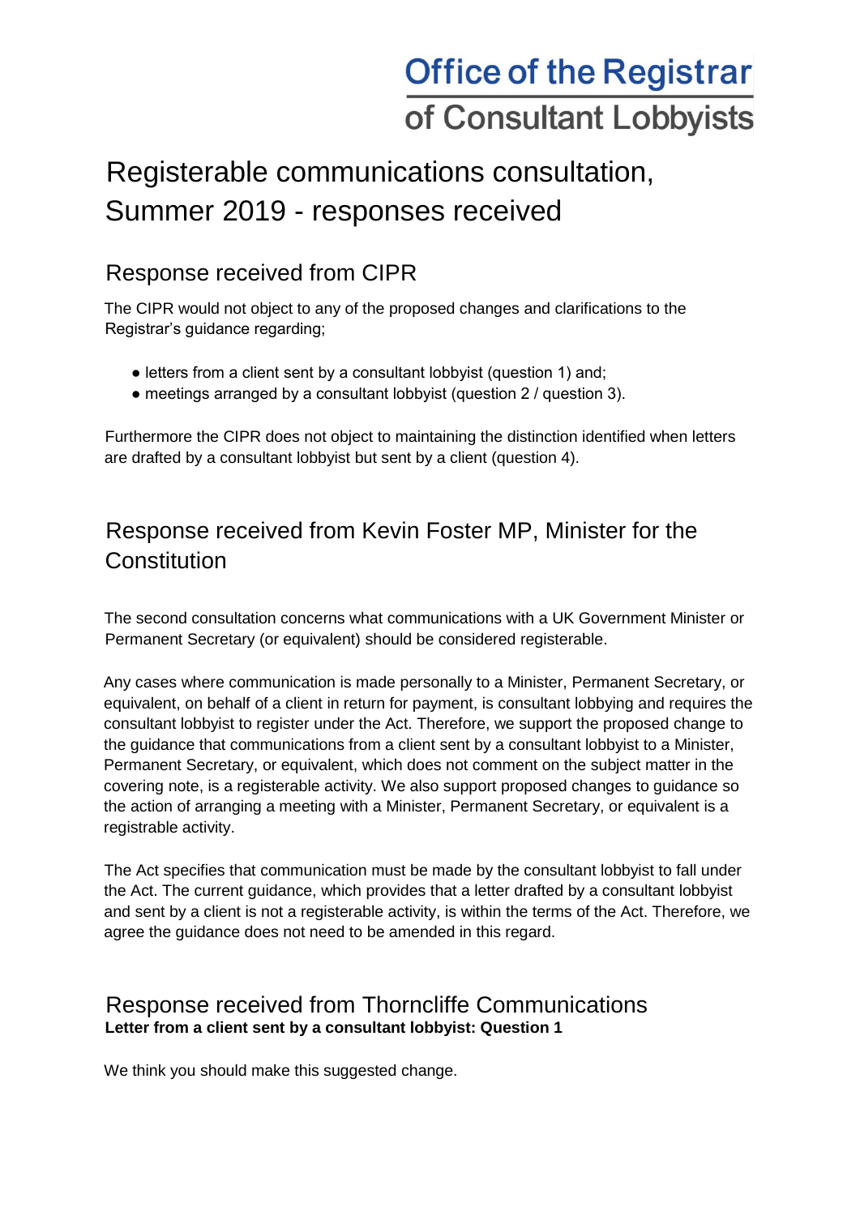Office of the Registrar
of Consultant Lobbyists

# Registerable communications consultation, Summer 2019 - responses received

## Response received from CIPR

The CIPR would not object to any of the proposed changes and clarifications to the Registrar's guidance regarding;

- letters from a client sent by a consultant lobbyist (question 1) and;
- meetings arranged by a consultant lobbyist (question 2 / question 3).

Furthermore the CIPR does not object to maintaining the distinction identified when letters are drafted by a consultant lobbyist but sent by a client (question 4).

## Response received from Kevin Foster MP, Minister for the Constitution

The second consultation concerns what communications with a UK Government Minister or Permanent Secretary (or equivalent) should be considered registerable.

Any cases where communication is made personally to a Minister, Permanent Secretary, or equivalent, on behalf of a client in return for payment, is consultant lobbying and requires the consultant lobbyist to register under the Act. Therefore, we support the proposed change to the guidance that communications from a client sent by a consultant lobbyist to a Minister, Permanent Secretary, or equivalent, which does not comment on the subject matter in the covering note, is a registerable activity. We also support proposed changes to guidance so the action of arranging a meeting with a Minister, Permanent Secretary, or equivalent is a registrable activity.

The Act specifies that communication must be made by the consultant lobbyist to fall under the Act. The current guidance, which provides that a letter drafted by a consultant lobbyist and sent by a client is not a registerable activity, is within the terms of the Act. Therefore, we agree the guidance does not need to be amended in this regard.

## Response received from Thorncliffe Communications

**Letter from a client sent by a consultant lobbyist: Question 1**

We think you should make this suggested change.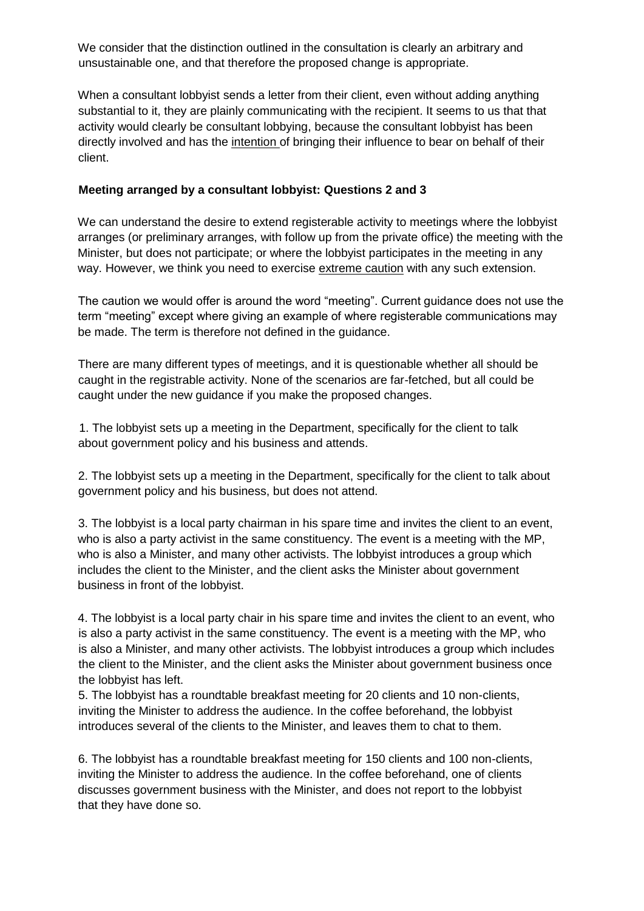We consider that the distinction outlined in the consultation is clearly an arbitrary and unsustainable one, and that therefore the proposed change is appropriate.

When a consultant lobbyist sends a letter from their client, even without adding anything substantial to it, they are plainly communicating with the recipient. It seems to us that that activity would clearly be consultant lobbying, because the consultant lobbyist has been directly involved and has the <u>intention</u> of bringing their influence to bear on behalf of their client.

**Meeting arranged by a consultant lobbyist: Questions 2 and 3**

We can understand the desire to extend registerable activity to meetings where the lobbyist arranges (or preliminary arranges, with follow up from the private office) the meeting with the Minister, but does not participate; or where the lobbyist participates in the meeting in any way. However, we think you need to exercise <u>extreme caution</u> with any such extension.

The caution we would offer is around the word "meeting". Current guidance does not use the term "meeting" except where giving an example of where registerable communications may be made. The term is therefore not defined in the guidance.

There are many different types of meetings, and it is questionable whether all should be caught in the registrable activity. None of the scenarios are far-fetched, but all could be caught under the new guidance if you make the proposed changes.

1. The lobbyist sets up a meeting in the Department, specifically for the client to talk about government policy and his business and attends.

2. The lobbyist sets up a meeting in the Department, specifically for the client to talk about government policy and his business, but does not attend.

3. The lobbyist is a local party chairman in his spare time and invites the client to an event, who is also a party activist in the same constituency. The event is a meeting with the MP, who is also a Minister, and many other activists. The lobbyist introduces a group which includes the client to the Minister, and the client asks the Minister about government business in front of the lobbyist.

4. The lobbyist is a local party chair in his spare time and invites the client to an event, who is also a party activist in the same constituency. The event is a meeting with the MP, who is also a Minister, and many other activists. The lobbyist introduces a group which includes the client to the Minister, and the client asks the Minister about government business once the lobbyist has left.

5. The lobbyist has a roundtable breakfast meeting for 20 clients and 10 non-clients, inviting the Minister to address the audience. In the coffee beforehand, the lobbyist introduces several of the clients to the Minister, and leaves them to chat to them.

6. The lobbyist has a roundtable breakfast meeting for 150 clients and 100 non-clients, inviting the Minister to address the audience. In the coffee beforehand, one of clients discusses government business with the Minister, and does not report to the lobbyist that they have done so.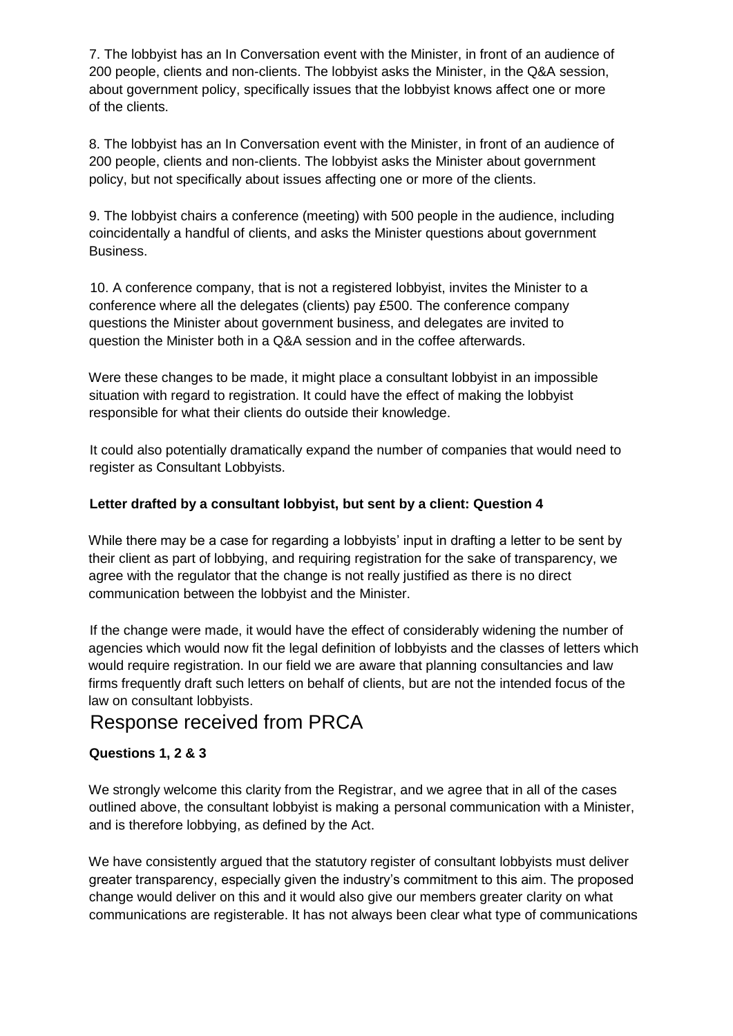7. The lobbyist has an In Conversation event with the Minister, in front of an audience of 200 people, clients and non-clients. The lobbyist asks the Minister, in the Q&A session, about government policy, specifically issues that the lobbyist knows affect one or more of the clients.

8. The lobbyist has an In Conversation event with the Minister, in front of an audience of 200 people, clients and non-clients. The lobbyist asks the Minister about government policy, but not specifically about issues affecting one or more of the clients.

9. The lobbyist chairs a conference (meeting) with 500 people in the audience, including coincidentally a handful of clients, and asks the Minister questions about government Business.

10. A conference company, that is not a registered lobbyist, invites the Minister to a conference where all the delegates (clients) pay £500. The conference company questions the Minister about government business, and delegates are invited to question the Minister both in a Q&A session and in the coffee afterwards.

Were these changes to be made, it might place a consultant lobbyist in an impossible situation with regard to registration. It could have the effect of making the lobbyist responsible for what their clients do outside their knowledge.

It could also potentially dramatically expand the number of companies that would need to register as Consultant Lobbyists.

**Letter drafted by a consultant lobbyist, but sent by a client: Question 4**

While there may be a case for regarding a lobbyists' input in drafting a letter to be sent by their client as part of lobbying, and requiring registration for the sake of transparency, we agree with the regulator that the change is not really justified as there is no direct communication between the lobbyist and the Minister.

If the change were made, it would have the effect of considerably widening the number of agencies which would now fit the legal definition of lobbyists and the classes of letters which would require registration. In our field we are aware that planning consultancies and law firms frequently draft such letters on behalf of clients, but are not the intended focus of the law on consultant lobbyists.

## Response received from PRCA

**Questions 1, 2 & 3**

We strongly welcome this clarity from the Registrar, and we agree that in all of the cases outlined above, the consultant lobbyist is making a personal communication with a Minister, and is therefore lobbying, as defined by the Act.

We have consistently argued that the statutory register of consultant lobbyists must deliver greater transparency, especially given the industry's commitment to this aim. The proposed change would deliver on this and it would also give our members greater clarity on what communications are registerable. It has not always been clear what type of communications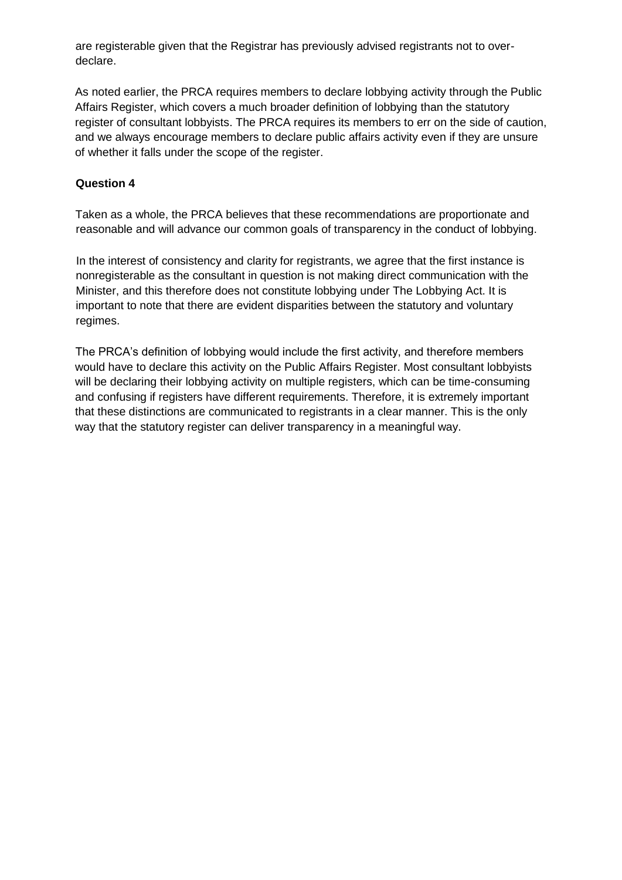are registerable given that the Registrar has previously advised registrants not to over-declare.

As noted earlier, the PRCA requires members to declare lobbying activity through the Public Affairs Register, which covers a much broader definition of lobbying than the statutory register of consultant lobbyists. The PRCA requires its members to err on the side of caution, and we always encourage members to declare public affairs activity even if they are unsure of whether it falls under the scope of the register.

**Question 4**

Taken as a whole, the PRCA believes that these recommendations are proportionate and reasonable and will advance our common goals of transparency in the conduct of lobbying.

In the interest of consistency and clarity for registrants, we agree that the first instance is nonregisterable as the consultant in question is not making direct communication with the Minister, and this therefore does not constitute lobbying under The Lobbying Act. It is important to note that there are evident disparities between the statutory and voluntary regimes.

The PRCA's definition of lobbying would include the first activity, and therefore members would have to declare this activity on the Public Affairs Register. Most consultant lobbyists will be declaring their lobbying activity on multiple registers, which can be time-consuming and confusing if registers have different requirements. Therefore, it is extremely important that these distinctions are communicated to registrants in a clear manner. This is the only way that the statutory register can deliver transparency in a meaningful way.